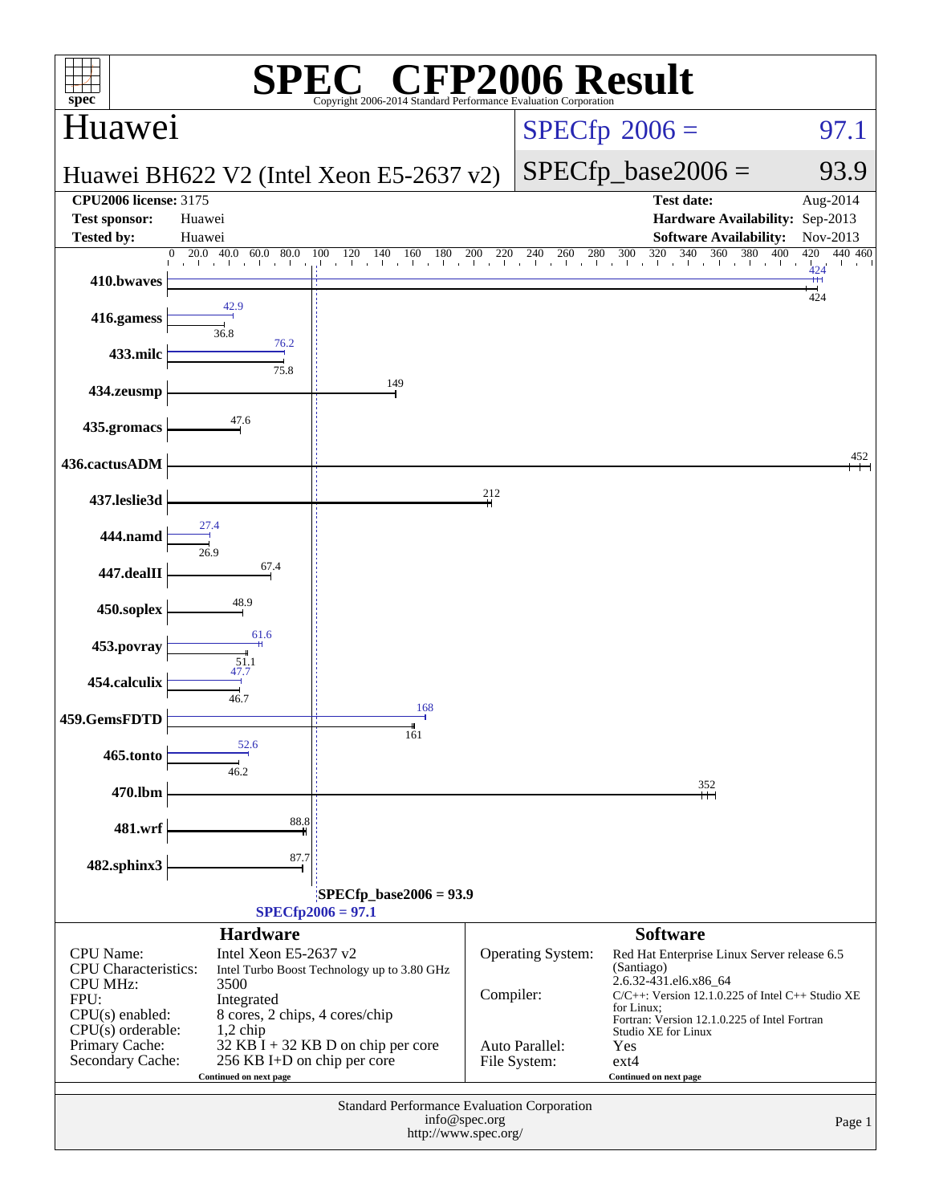# SPEC® CFP2006 Result

Copyright 2006-2014 Standard Performance Evaluation Corporation

## Huawei

**Huawei BH622 V2 (Intel Xeon E5-2637 v2)**

SPECfp 2006 = 97.1

SPECfp_base2006 = 93.9

| | | | |
|---|---|---|---|
| **CPU2006 license:** 3175 | | **Test date:** | Aug-2014 |
| **Test sponsor:** | Huawei | **Hardware Availability:** | Sep-2013 |
| **Tested by:** | Huawei | **Software Availability:** | Nov-2013 |

| Benchmark | Peak | Base |
|---|---|---|
| 410.bwaves | 424 | 424 |
| 416.gamess | 42.9 | 36.8 |
| 433.milc | 76.2 | 75.8 |
| 434.zeusmp | | 149 |
| 435.gromacs | | 47.6 |
| 436.cactusADM | | 452 |
| 437.leslie3d | | 212 |
| 444.namd | 27.4 | 26.9 |
| 447.dealII | | 67.4 |
| 450.soplex | | 48.9 |
| 453.povray | 61.6 | 51.1 |
| 454.calculix | 47.7 | 46.7 |
| 459.GemsFDTD | 168 | 161 |
| 465.tonto | 52.6 | 46.2 |
| 470.lbm | | 352 |
| 481.wrf | | 88.8 |
| 482.sphinx3 | | 87.7 |

SPECfp_base2006 = 93.9

SPECfp2006 = 97.1

### Hardware

| | |
|---|---|
| CPU Name: | Intel Xeon E5-2637 v2 |
| CPU Characteristics: | Intel Turbo Boost Technology up to 3.80 GHz |
| CPU MHz: | 3500 |
| FPU: | Integrated |
| CPU(s) enabled: | 8 cores, 2 chips, 4 cores/chip |
| CPU(s) orderable: | 1,2 chip |
| Primary Cache: | 32 KB I + 32 KB D on chip per core |
| Secondary Cache: | 256 KB I+D on chip per core |

Continued on next page

### Software

| | |
|---|---|
| Operating System: | Red Hat Enterprise Linux Server release 6.5 (Santiago) 2.6.32-431.el6.x86_64 |
| Compiler: | C/C++: Version 12.1.0.225 of Intel C++ Studio XE for Linux; Fortran: Version 12.1.0.225 of Intel Fortran Studio XE for Linux |
| Auto Parallel: | Yes |
| File System: | ext4 |

Continued on next page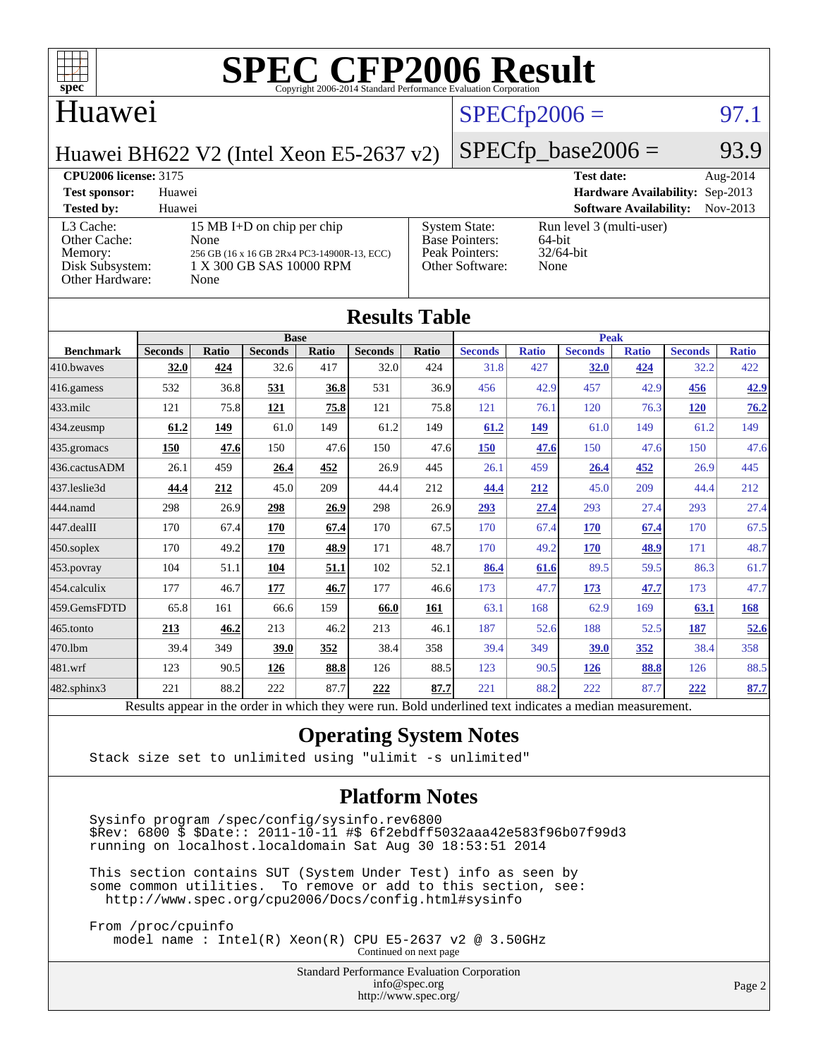# SPEC CFP2006 Result

Copyright 2006-2014 Standard Performance Evaluation Corporation

## Huawei

Huawei BH622 V2 (Intel Xeon E5-2637 v2)

SPECfp2006 = 97.1

SPECfp_base2006 = 93.9

| | | | |
|---|---|---|---|
| **CPU2006 license:** 3175 | | **Test date:** | Aug-2014 |
| **Test sponsor:** | Huawei | **Hardware Availability:** | Sep-2013 |
| **Tested by:** | Huawei | **Software Availability:** | Nov-2013 |

| | | | |
|---|---|---|---|
| L3 Cache: | 15 MB I+D on chip per chip | System State: | Run level 3 (multi-user) |
| Other Cache: | None | Base Pointers: | 64-bit |
| Memory: | 256 GB (16 x 16 GB 2Rx4 PC3-14900R-13, ECC) | Peak Pointers: | 32/64-bit |
| Disk Subsystem: | 1 X 300 GB SAS 10000 RPM | Other Software: | None |
| Other Hardware: | None | | |

## Results Table

| | Base | | | | | | Peak | | | | | |
|---|---|---|---|---|---|---|---|---|---|---|---|---|
| **Benchmark** | **Seconds** | **Ratio** | **Seconds** | **Ratio** | **Seconds** | **Ratio** | **Seconds** | **Ratio** | **Seconds** | **Ratio** | **Seconds** | **Ratio** |
| 410.bwaves | **32.0** | **424** | 32.6 | 417 | 32.0 | 424 | 31.8 | 427 | **32.0** | **424** | 32.2 | 422 |
| 416.gamess | 532 | 36.8 | **531** | **36.8** | 531 | 36.9 | 456 | 42.9 | 457 | 42.9 | **456** | **42.9** |
| 433.milc | 121 | 75.8 | **121** | **75.8** | 121 | 75.8 | 121 | 76.1 | 120 | 76.3 | **120** | **76.2** |
| 434.zeusmp | **61.2** | **149** | 61.0 | 149 | 61.2 | 149 | **61.2** | **149** | 61.0 | 149 | 61.2 | 149 |
| 435.gromacs | **150** | **47.6** | 150 | 47.6 | 150 | 47.6 | **150** | **47.6** | 150 | 47.6 | 150 | 47.6 |
| 436.cactusADM | 26.1 | 459 | **26.4** | **452** | 26.9 | 445 | 26.1 | 459 | **26.4** | **452** | 26.9 | 445 |
| 437.leslie3d | **44.4** | **212** | 45.0 | 209 | 44.4 | 212 | **44.4** | **212** | 45.0 | 209 | 44.4 | 212 |
| 444.namd | 298 | 26.9 | **298** | **26.9** | 298 | 26.9 | **293** | **27.4** | 293 | 27.4 | 293 | 27.4 |
| 447.dealII | 170 | 67.4 | **170** | **67.4** | 170 | 67.5 | 170 | 67.4 | **170** | **67.4** | 170 | 67.5 |
| 450.soplex | 170 | 49.2 | **170** | **48.9** | 171 | 48.7 | 170 | 49.2 | **170** | **48.9** | 171 | 48.7 |
| 453.povray | 104 | 51.1 | **104** | **51.1** | 102 | 52.1 | **86.4** | **61.6** | 89.5 | 59.5 | 86.3 | 61.7 |
| 454.calculix | 177 | 46.7 | **177** | **46.7** | 177 | 46.6 | 173 | 47.7 | **173** | **47.7** | 173 | 47.7 |
| 459.GemsFDTD | 65.8 | 161 | 66.6 | 159 | **66.0** | **161** | 63.1 | 168 | 62.9 | 169 | **63.1** | **168** |
| 465.tonto | **213** | **46.2** | 213 | 46.2 | 213 | 46.1 | 187 | 52.6 | 188 | 52.5 | **187** | **52.6** |
| 470.lbm | 39.4 | 349 | **39.0** | **352** | 38.4 | 358 | 39.4 | 349 | **39.0** | **352** | 38.4 | 358 |
| 481.wrf | 123 | 90.5 | **126** | **88.8** | 126 | 88.5 | 123 | 90.5 | **126** | **88.8** | 126 | 88.5 |
| 482.sphinx3 | 221 | 88.2 | 222 | 87.7 | **222** | **87.7** | 221 | 88.2 | 222 | 87.7 | **222** | **87.7** |

Results appear in the order in which they were run. Bold underlined text indicates a median measurement.

## Operating System Notes

```
Stack size set to unlimited using "ulimit -s unlimited"
```

## Platform Notes

```
Sysinfo program /spec/config/sysinfo.rev6800
$Rev: 6800 $ $Date:: 2011-10-11 #$ 6f2ebdff5032aaa42e583f96b07f99d3
running on localhost.localdomain Sat Aug 30 18:53:51 2014

This section contains SUT (System Under Test) info as seen by
some common utilities.  To remove or add to this section, see:
  http://www.spec.org/cpu2006/Docs/config.html#sysinfo

From /proc/cpuinfo
   model name : Intel(R) Xeon(R) CPU E5-2637 v2 @ 3.50GHz
```

Continued on next page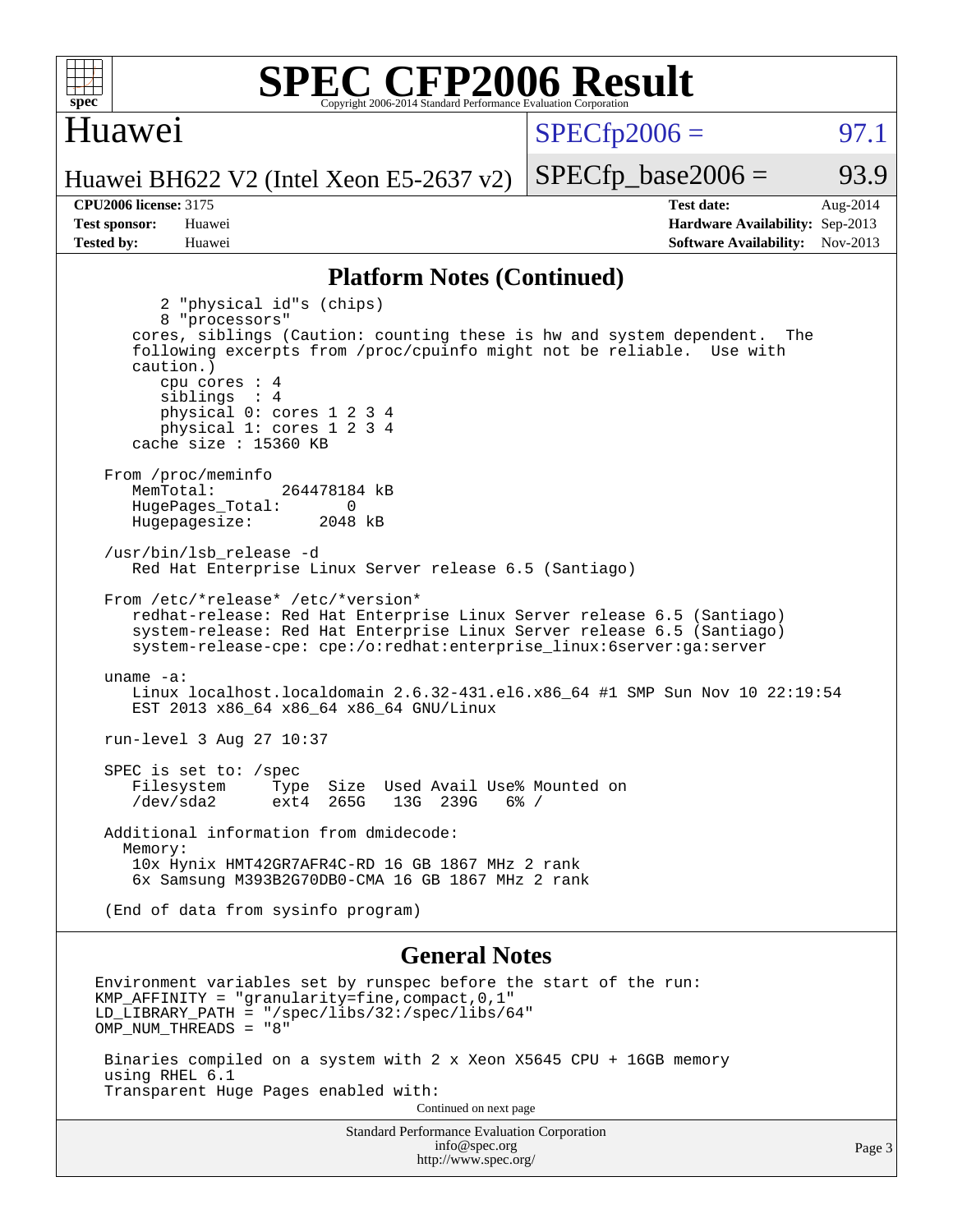## Platform Notes (Continued)

```
        2 "physical id"s (chips)
        8 "processors"
    cores, siblings (Caution: counting these is hw and system dependent.  The
    following excerpts from /proc/cpuinfo might not be reliable.  Use with
    caution.)
        cpu cores : 4
        siblings  : 4
        physical 0: cores 1 2 3 4
        physical 1: cores 1 2 3 4
    cache size : 15360 KB

 From /proc/meminfo
    MemTotal:       264478184 kB
    HugePages_Total:       0
    Hugepagesize:       2048 kB

 /usr/bin/lsb_release -d
    Red Hat Enterprise Linux Server release 6.5 (Santiago)

 From /etc/*release* /etc/*version*
    redhat-release: Red Hat Enterprise Linux Server release 6.5 (Santiago)
    system-release: Red Hat Enterprise Linux Server release 6.5 (Santiago)
    system-release-cpe: cpe:/o:redhat:enterprise_linux:6server:ga:server

 uname -a:
    Linux localhost.localdomain 2.6.32-431.el6.x86_64 #1 SMP Sun Nov 10 22:19:54
    EST 2013 x86_64 x86_64 x86_64 GNU/Linux

 run-level 3 Aug 27 10:37

 SPEC is set to: /spec
    Filesystem     Type  Size  Used Avail Use% Mounted on
    /dev/sda2      ext4  265G   13G  239G   6% /

 Additional information from dmidecode:
   Memory:
    10x Hynix HMT42GR7AFR4C-RD 16 GB 1867 MHz 2 rank
    6x Samsung M393B2G70DB0-CMA 16 GB 1867 MHz 2 rank

 (End of data from sysinfo program)
```

## General Notes

```
Environment variables set by runspec before the start of the run:
KMP_AFFINITY = "granularity=fine,compact,0,1"
LD_LIBRARY_PATH = "/spec/libs/32:/spec/libs/64"
OMP_NUM_THREADS = "8"

 Binaries compiled on a system with 2 x Xeon X5645 CPU + 16GB memory
 using RHEL 6.1
 Transparent Huge Pages enabled with:
```

Continued on next page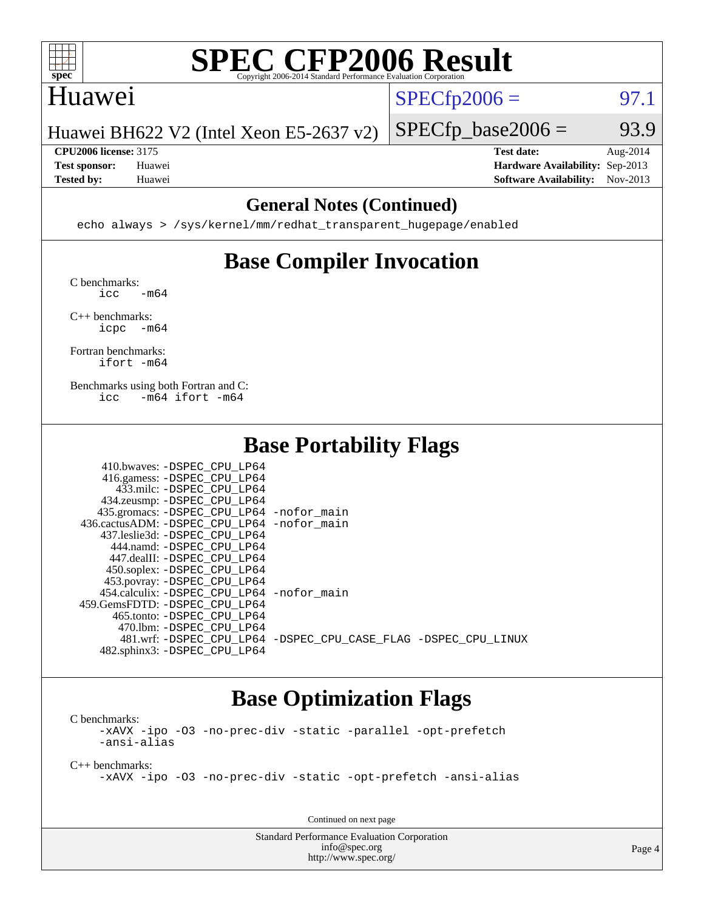# SPEC CFP2006 Result

Copyright 2006-2014 Standard Performance Evaluation Corporation

## Huawei

Huawei BH622 V2 (Intel Xeon E5-2637 v2)

SPECfp2006 = 97.1

SPECfp_base2006 = 93.9

**CPU2006 license:** 3175
**Test sponsor:** Huawei
**Tested by:** Huawei

**Test date:** Aug-2014
**Hardware Availability:** Sep-2013
**Software Availability:** Nov-2013

## General Notes (Continued)

```
echo always > /sys/kernel/mm/redhat_transparent_hugepage/enabled
```

## Base Compiler Invocation

C benchmarks:
```
icc   -m64
```

C++ benchmarks:
```
icpc  -m64
```

Fortran benchmarks:
```
ifort -m64
```

Benchmarks using both Fortran and C:
```
icc   -m64 ifort -m64
```

## Base Portability Flags

```
     410.bwaves: -DSPEC_CPU_LP64
     416.gamess: -DSPEC_CPU_LP64
       433.milc: -DSPEC_CPU_LP64
     434.zeusmp: -DSPEC_CPU_LP64
    435.gromacs: -DSPEC_CPU_LP64 -nofor_main
 436.cactusADM: -DSPEC_CPU_LP64 -nofor_main
   437.leslie3d: -DSPEC_CPU_LP64
       444.namd: -DSPEC_CPU_LP64
     447.dealII: -DSPEC_CPU_LP64
     450.soplex: -DSPEC_CPU_LP64
     453.povray: -DSPEC_CPU_LP64
   454.calculix: -DSPEC_CPU_LP64 -nofor_main
  459.GemsFDTD: -DSPEC_CPU_LP64
      465.tonto: -DSPEC_CPU_LP64
        470.lbm: -DSPEC_CPU_LP64
        481.wrf: -DSPEC_CPU_LP64 -DSPEC_CPU_CASE_FLAG -DSPEC_CPU_LINUX
    482.sphinx3: -DSPEC_CPU_LP64
```

## Base Optimization Flags

C benchmarks:
```
-xAVX -ipo -O3 -no-prec-div -static -parallel -opt-prefetch
-ansi-alias
```

C++ benchmarks:
```
-xAVX -ipo -O3 -no-prec-div -static -opt-prefetch -ansi-alias
```

Continued on next page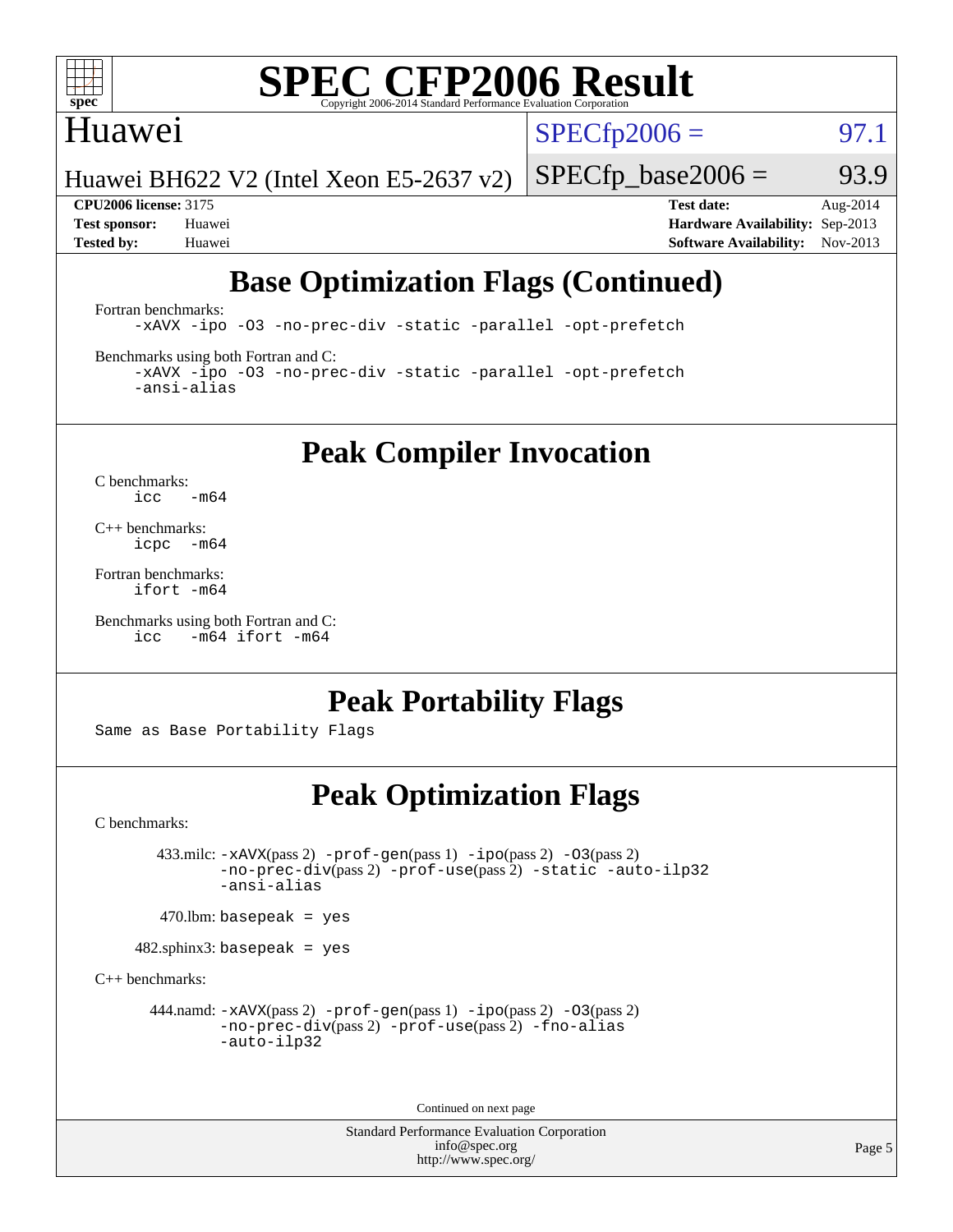# Base Optimization Flags (Continued)

Fortran benchmarks:

```
-xAVX -ipo -O3 -no-prec-div -static -parallel -opt-prefetch
```

Benchmarks using both Fortran and C:

```
-xAVX -ipo -O3 -no-prec-div -static -parallel -opt-prefetch
-ansi-alias
```

# Peak Compiler Invocation

C benchmarks:

```
icc   -m64
```

C++ benchmarks:

```
icpc  -m64
```

Fortran benchmarks:

```
ifort -m64
```

Benchmarks using both Fortran and C:

```
icc   -m64 ifort -m64
```

# Peak Portability Flags

Same as Base Portability Flags

# Peak Optimization Flags

C benchmarks:

433.milc: `-xAVX`(pass 2) `-prof-gen`(pass 1) `-ipo`(pass 2) `-O3`(pass 2) `-no-prec-div`(pass 2) `-prof-use`(pass 2) `-static` `-auto-ilp32` `-ansi-alias`

470.lbm: `basepeak = yes`

482.sphinx3: `basepeak = yes`

C++ benchmarks:

444.namd: `-xAVX`(pass 2) `-prof-gen`(pass 1) `-ipo`(pass 2) `-O3`(pass 2) `-no-prec-div`(pass 2) `-prof-use`(pass 2) `-fno-alias` `-auto-ilp32`

Continued on next page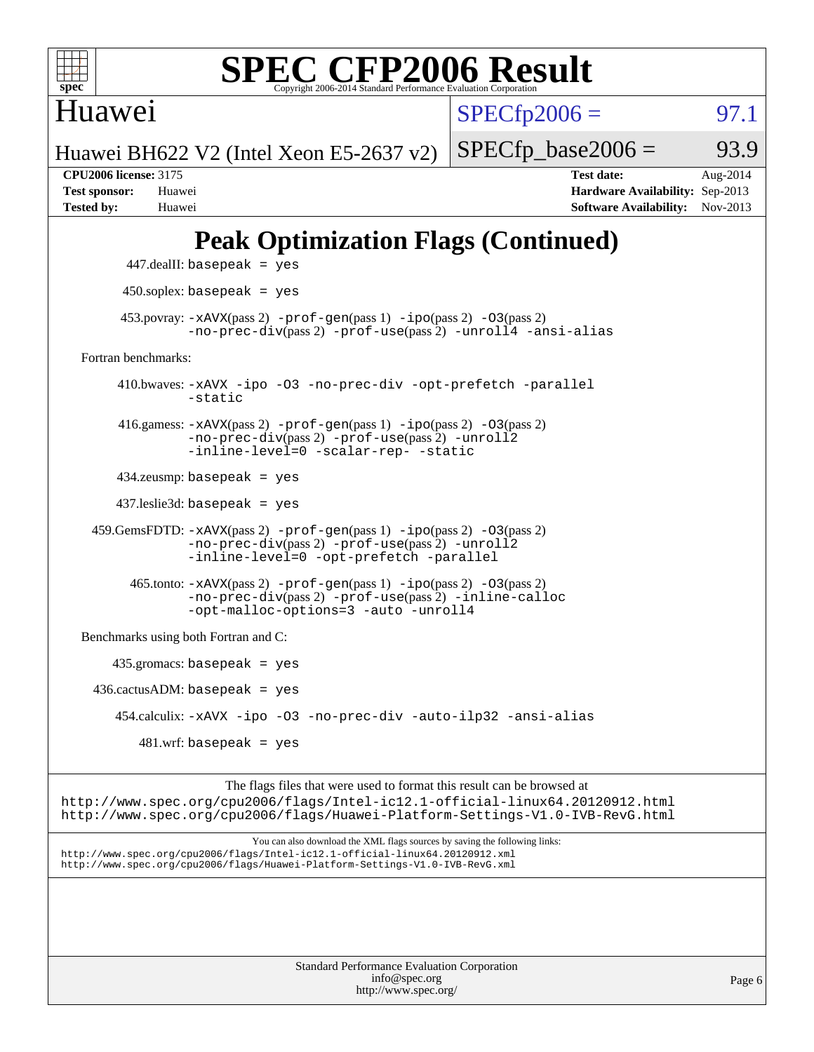# SPEC CFP2006 Result

Copyright 2006-2014 Standard Performance Evaluation Corporation

**Huawei**

**Huawei BH622 V2 (Intel Xeon E5-2637 v2)**

SPECfp2006 = 97.1

SPECfp_base2006 = 93.9

| | | | |
|---|---|---|---|
| **CPU2006 license:** 3175 | | **Test date:** | Aug-2014 |
| **Test sponsor:** | Huawei | **Hardware Availability:** | Sep-2013 |
| **Tested by:** | Huawei | **Software Availability:** | Nov-2013 |

## Peak Optimization Flags (Continued)

447.dealII: basepeak = yes

450.soplex: basepeak = yes

453.povray: -xAVX(pass 2) -prof-gen(pass 1) -ipo(pass 2) -O3(pass 2) -no-prec-div(pass 2) -prof-use(pass 2) -unroll4 -ansi-alias

Fortran benchmarks:

410.bwaves: -xAVX -ipo -O3 -no-prec-div -opt-prefetch -parallel -static

416.gamess: -xAVX(pass 2) -prof-gen(pass 1) -ipo(pass 2) -O3(pass 2) -no-prec-div(pass 2) -prof-use(pass 2) -unroll2 -inline-level=0 -scalar-rep- -static

434.zeusmp: basepeak = yes

437.leslie3d: basepeak = yes

459.GemsFDTD: -xAVX(pass 2) -prof-gen(pass 1) -ipo(pass 2) -O3(pass 2) -no-prec-div(pass 2) -prof-use(pass 2) -unroll2 -inline-level=0 -opt-prefetch -parallel

465.tonto: -xAVX(pass 2) -prof-gen(pass 1) -ipo(pass 2) -O3(pass 2) -no-prec-div(pass 2) -prof-use(pass 2) -inline-calloc -opt-malloc-options=3 -auto -unroll4

Benchmarks using both Fortran and C:

435.gromacs: basepeak = yes

436.cactusADM: basepeak = yes

454.calculix: -xAVX -ipo -O3 -no-prec-div -auto-ilp32 -ansi-alias

481.wrf: basepeak = yes

The flags files that were used to format this result can be browsed at
http://www.spec.org/cpu2006/flags/Intel-ic12.1-official-linux64.20120912.html
http://www.spec.org/cpu2006/flags/Huawei-Platform-Settings-V1.0-IVB-RevG.html

You can also download the XML flags sources by saving the following links:
http://www.spec.org/cpu2006/flags/Intel-ic12.1-official-linux64.20120912.xml
http://www.spec.org/cpu2006/flags/Huawei-Platform-Settings-V1.0-IVB-RevG.xml

Standard Performance Evaluation Corporation
info@spec.org
http://www.spec.org/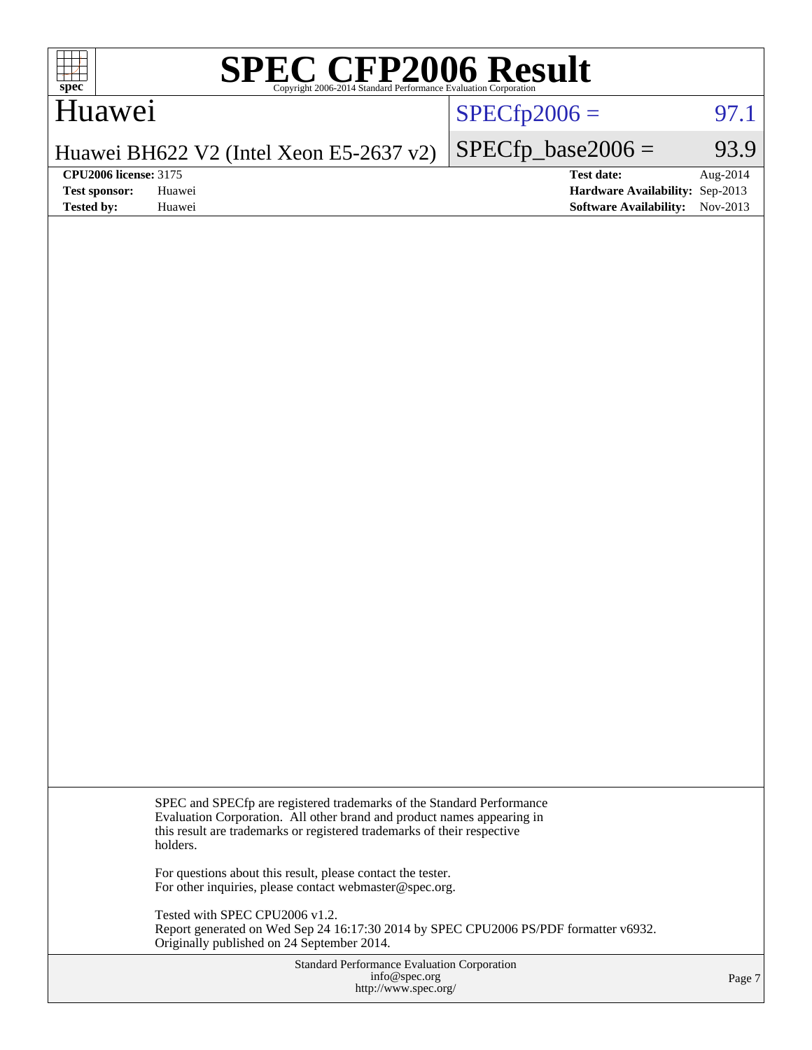SPEC and SPECfp are registered trademarks of the Standard Performance Evaluation Corporation. All other brand and product names appearing in this result are trademarks or registered trademarks of their respective holders.

For questions about this result, please contact the tester.
For other inquiries, please contact webmaster@spec.org.

Tested with SPEC CPU2006 v1.2.
Report generated on Wed Sep 24 16:17:30 2014 by SPEC CPU2006 PS/PDF formatter v6932.
Originally published on 24 September 2014.